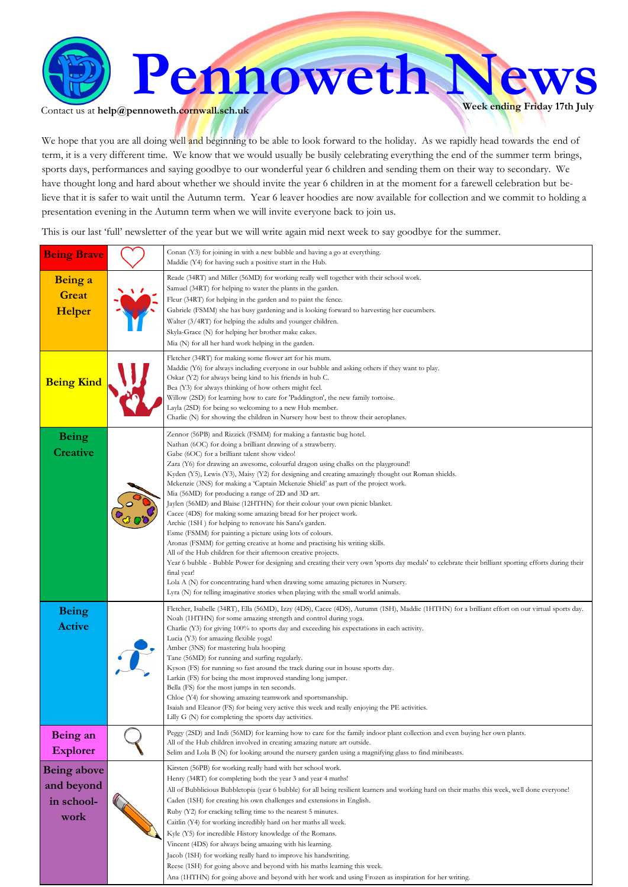# Pennoweth News

Contact us at **help@pennoweth.cornwall.sch.uk**

**Week ending Friday 17th July**

We hope that you are all doing well and beginning to be able to look forward to the holiday. As we rapidly head towards the end of term, it is a very different time. We know that we would usually be busily celebrating everything the end of the summer term brings, sports days, performances and saying goodbye to our wonderful year 6 children and sending them on their way to secondary. We have thought long and hard about whether we should invite the year 6 children in at the moment for a farewell celebration but believe that it is safer to wait until the Autumn term. Year 6 leaver hoodies are now available for collection and we commit to holding a presentation evening in the Autumn term when we will invite everyone back to join us.

This is our last 'full' newsletter of the year but we will write again mid next week to say goodbye for the summer.

| Category | | Awards |
|---|---|---|
| **Being Brave** | | Conan (Y3) for joining in with a new bubble and having a go at everything.<br>Maddie (Y4) for having such a positive start in the Hub. |
| **Being a Great Helper** | | Reade (34RT) and Miller (56MD) for working really well together with their school work.<br>Samuel (34RT) for helping to water the plants in the garden.<br>Fleur (34RT) for helping in the garden and to paint the fence.<br>Gabriele (FSMM) she has busy gardening and is looking forward to harvesting her cucumbers.<br>Walter (3/4RT) for helping the adults and younger children.<br>Skyla-Grace (N) for helping her brother make cakes.<br>Mia (N) for all her hard work helping in the garden. |
| **Being Kind** | | Fletcher (34RT) for making some flower art for his mum.<br>Maddie (Y6) for always including everyone in our bubble and asking others if they want to play.<br>Oskar (Y2) for always being kind to his friends in hub C.<br>Bea (Y3) for always thinking of how others might feel.<br>Willow (2SD) for learning how to care for 'Paddington', the new family tortoise.<br>Layla (2SD) for being so welcoming to a new Hub member.<br>Charlie (N) for showing the children in Nursery how best to throw their aeroplanes. |
| **Being Creative** | | Zennor (56PB) and Rizzick (FSMM) for making a fantastic bug hotel.<br>Nathan (6OC) for doing a brilliant drawing of a strawberry.<br>Gabe (6OC) for a brilliant talent show video!<br>Zara (Y6) for drawing an awesome, colourful dragon using chalks on the playground!<br>Kyden (Y5), Lewis (Y3), Maisy (Y2) for designing and creating amazingly thought out Roman shields.<br>Mckenzie (3NS) for making a 'Captain Mckenzie Shield' as part of the project work.<br>Mia (56MD) for producing a range of 2D and 3D art.<br>Jaylen (56MD) and Blaise (12HTHN) for their colour your own picnic blanket.<br>Cacee (4DS) for making some amazing bread for her project work.<br>Archie (1SH ) for helping to renovate his Sana's garden.<br>Esme (FSMM) for painting a picture using lots of colours.<br>Aronas (FSMM) for getting creative at home and practising his writing skills.<br>All of the Hub children for their afternoon creative projects.<br>Year 6 bubble - Bubble Power for designing and creating their very own 'sports day medals' to celebrate their brilliant sporting efforts during their final year!<br>Lola A (N) for concentrating hard when drawing some amazing pictures in Nursery.<br>Lyra (N) for telling imaginative stories when playing with the small world animals. |
| **Being Active** | | Fletcher, Isabelle (34RT), Ella (56MD), Izzy (4DS), Cacee (4DS), Autumn (1SH), Maddie (1HTHN) for a brilliant effort on our virtual sports day.<br>Noah (1HTHN) for some amazing strength and control during yoga.<br>Charlie (Y3) for giving 100% to sports day and exceeding his expectations in each activity.<br>Lucia (Y3) for amazing flexible yoga!<br>Amber (3NS) for mastering hula hooping<br>Tane (56MD) for running and surfing regularly.<br>Kyson (FS) for running so fast around the track during our in house sports day.<br>Larkin (FS) for being the most improved standing long jumper.<br>Bella (FS) for the most jumps in ten seconds.<br>Chloe (Y4) for showing amazing teamwork and sportsmanship.<br>Isaiah and Eleanor (FS) for being very active this week and really enjoying the PE activities.<br>Lilly G (N) for completing the sports day activities. |
| **Being an Explorer** | | Peggy (2SD) and Indi (56MD) for learning how to care for the family indoor plant collection and even buying her own plants.<br>All of the Hub children involved in creating amazing nature art outside.<br>Selim and Lola B (N) for looking around the nursery garden using a magnifying glass to find minibeasts. |
| **Being above and beyond in school-work** | | Kirsten (56PB) for working really hard with her school work.<br>Henry (34RT) for completing both the year 3 and year 4 maths!<br>All of Bubblicious Bubbletopia (year 6 bubble) for all being resilient learners and working hard on their maths this week, well done everyone!<br>Caden (1SH) for creating his own challenges and extensions in English.<br>Ruby (Y2) for cracking telling time to the nearest 5 minutes.<br>Caitlin (Y4) for working incredibly hard on her maths all week.<br>Kyle (Y5) for incredible History knowledge of the Romans.<br>Vincent (4DS) for always being amazing with his learning.<br>Jacob (1SH) for working really hard to improve his handwriting.<br>Reese (1SH) for going above and beyond with his maths learning this week.<br>Ana (1HTHN) for going above and beyond with her work and using Frozen as inspiration for her writing. |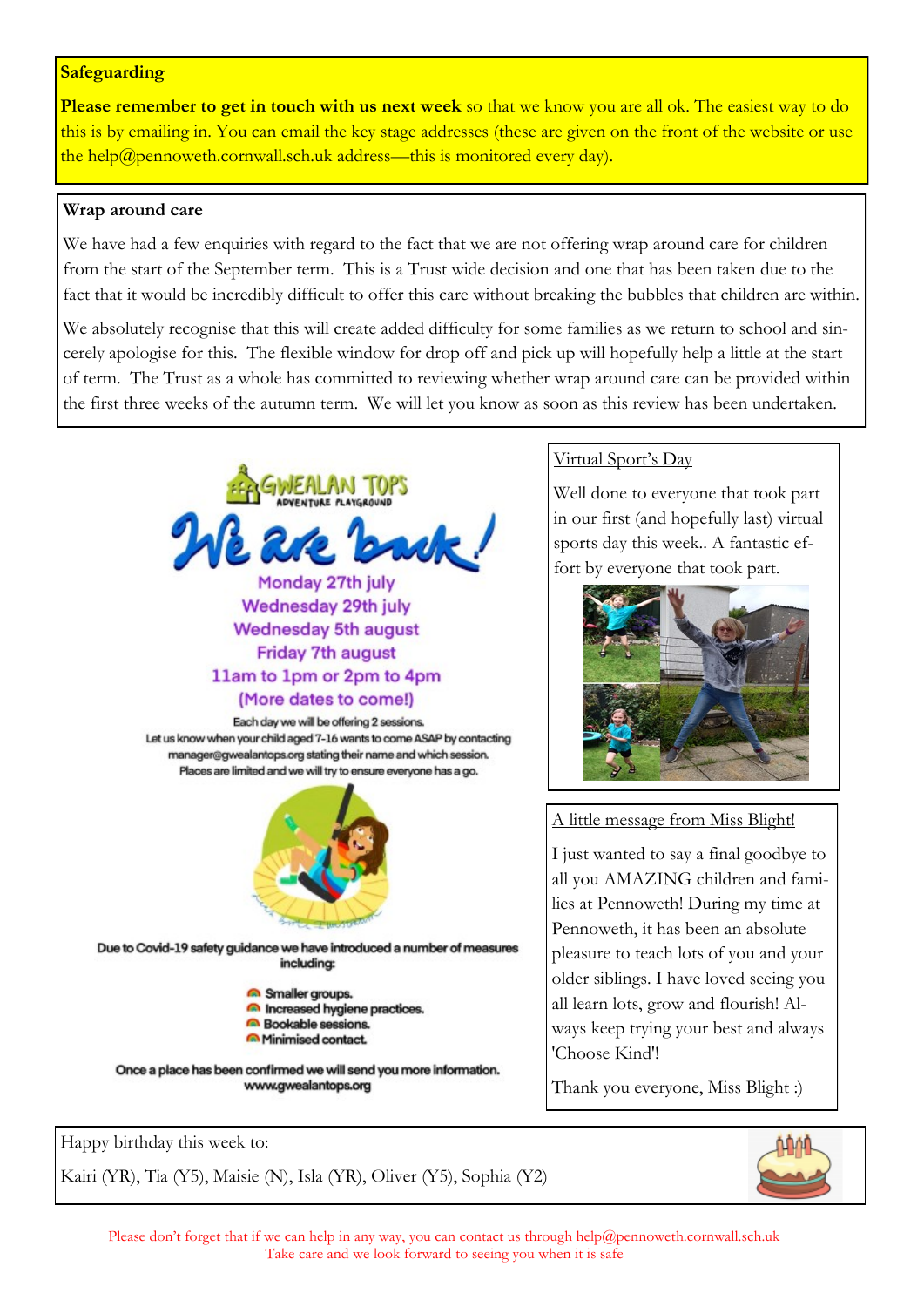## Safeguarding

**Please remember to get in touch with us next week** so that we know you are all ok. The easiest way to do this is by emailing in. You can email the key stage addresses (these are given on the front of the website or use the help@pennoweth.cornwall.sch.uk address—this is monitored every day).

## Wrap around care

We have had a few enquiries with regard to the fact that we are not offering wrap around care for children from the start of the September term. This is a Trust wide decision and one that has been taken due to the fact that it would be incredibly difficult to offer this care without breaking the bubbles that children are within.

We absolutely recognise that this will create added difficulty for some families as we return to school and sincerely apologise for this. The flexible window for drop off and pick up will hopefully help a little at the start of term. The Trust as a whole has committed to reviewing whether wrap around care can be provided within the first three weeks of the autumn term. We will let you know as soon as this review has been undertaken.

GWEALAN TOPS ADVENTURE PLAYGROUND

We are back!

Monday 27th july
Wednesday 29th july
Wednesday 5th august
Friday 7th august
11am to 1pm or 2pm to 4pm
(More dates to come!)

Each day we will be offering 2 sessions.
Let us know when your child aged 7-16 wants to come ASAP by contacting manager@gwealantops.org stating their name and which session.
Places are limited and we will try to ensure everyone has a go.

Due to Covid-19 safety guidance we have introduced a number of measures including:

- Smaller groups.
- Increased hygiene practices.
- Bookable sessions.
- Minimised contact.

Once a place has been confirmed we will send you more information.
www.gwealantops.org

## Virtual Sport's Day

Well done to everyone that took part in our first (and hopefully last) virtual sports day this week.. A fantastic effort by everyone that took part.

## A little message from Miss Blight!

I just wanted to say a final goodbye to all you AMAZING children and families at Pennoweth! During my time at Pennoweth, it has been an absolute pleasure to teach lots of you and your older siblings. I have loved seeing you all learn lots, grow and flourish! Always keep trying your best and always 'Choose Kind'!

Thank you everyone, Miss Blight :)

Happy birthday this week to:

Kairi (YR), Tia (Y5), Maisie (N), Isla (YR), Oliver (Y5), Sophia (Y2)

Please don't forget that if we can help in any way, you can contact us through help@pennoweth.cornwall.sch.uk
Take care and we look forward to seeing you when it is safe